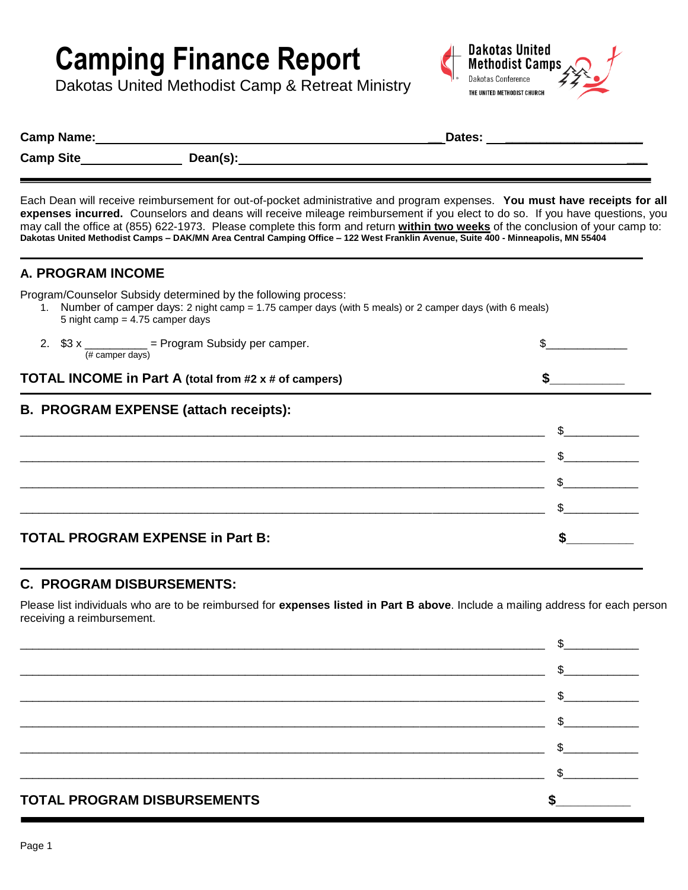# Camping Finance Report

Dakotas United Methodist Camp & Retreat Ministry

Dakotas United Methodist Camps
Dakotas Conference
THE UNITED METHODIST CHURCH

**Camp Name:**\_\_\_\_\_\_\_\_\_\_\_\_\_\_\_\_\_\_\_\_\_\_\_\_\_\_\_\_\_\_\_\_\_\_\_\_\_\_\_\_ **Dates:** \_\_\_\_\_\_\_\_\_\_\_\_\_\_\_\_\_\_\_\_

**Camp Site**\_\_\_\_\_\_\_\_\_\_\_\_\_\_\_ **Dean(s):**\_\_\_\_\_\_\_\_\_\_\_\_\_\_\_\_\_\_\_\_\_\_\_\_\_\_\_\_\_\_\_\_\_\_\_\_\_\_\_\_\_\_\_\_

Each Dean will receive reimbursement for out-of-pocket administrative and program expenses. **You must have receipts for all expenses incurred.** Counselors and deans will receive mileage reimbursement if you elect to do so. If you have questions, you may call the office at (855) 622-1973. Please complete this form and return **within two weeks** of the conclusion of your camp to:
**Dakotas United Methodist Camps – DAK/MN Area Central Camping Office – 122 West Franklin Avenue, Suite 400 - Minneapolis, MN 55404**

## A. PROGRAM INCOME

Program/Counselor Subsidy determined by the following process:

1. Number of camper days: 2 night camp = 1.75 camper days (with 5 meals) or 2 camper days (with 6 meals)
   5 night camp = 4.75 camper days
2. $3 x \_\_\_\_\_\_\_\_\_\_ (# camper days) = Program Subsidy per camper. $\_\_\_\_\_\_\_\_\_\_\_\_\_

**TOTAL INCOME in Part A (total from #2 x # of campers)** **$**\_\_\_\_\_\_\_\_\_\_\_

## B. PROGRAM EXPENSE (attach receipts):

\_\_\_\_\_\_\_\_\_\_\_\_\_\_\_\_\_\_\_\_\_\_\_\_\_\_\_\_\_\_\_\_\_\_\_\_\_\_\_\_\_\_\_\_\_\_\_\_\_\_\_\_\_\_\_\_\_\_\_\_ $\_\_\_\_\_\_\_\_\_\_\_\_

\_\_\_\_\_\_\_\_\_\_\_\_\_\_\_\_\_\_\_\_\_\_\_\_\_\_\_\_\_\_\_\_\_\_\_\_\_\_\_\_\_\_\_\_\_\_\_\_\_\_\_\_\_\_\_\_\_\_\_\_ $\_\_\_\_\_\_\_\_\_\_\_\_

\_\_\_\_\_\_\_\_\_\_\_\_\_\_\_\_\_\_\_\_\_\_\_\_\_\_\_\_\_\_\_\_\_\_\_\_\_\_\_\_\_\_\_\_\_\_\_\_\_\_\_\_\_\_\_\_\_\_\_\_ $\_\_\_\_\_\_\_\_\_\_\_\_

\_\_\_\_\_\_\_\_\_\_\_\_\_\_\_\_\_\_\_\_\_\_\_\_\_\_\_\_\_\_\_\_\_\_\_\_\_\_\_\_\_\_\_\_\_\_\_\_\_\_\_\_\_\_\_\_\_\_\_\_ $\_\_\_\_\_\_\_\_\_\_\_\_

**TOTAL PROGRAM EXPENSE in Part B:** **$**\_\_\_\_\_\_\_\_\_\_

## C. PROGRAM DISBURSEMENTS:

Please list individuals who are to be reimbursed for **expenses listed in Part B above**. Include a mailing address for each person receiving a reimbursement.

\_\_\_\_\_\_\_\_\_\_\_\_\_\_\_\_\_\_\_\_\_\_\_\_\_\_\_\_\_\_\_\_\_\_\_\_\_\_\_\_\_\_\_\_\_\_\_\_\_\_\_\_\_\_\_\_\_\_\_\_ $\_\_\_\_\_\_\_\_\_\_\_\_

\_\_\_\_\_\_\_\_\_\_\_\_\_\_\_\_\_\_\_\_\_\_\_\_\_\_\_\_\_\_\_\_\_\_\_\_\_\_\_\_\_\_\_\_\_\_\_\_\_\_\_\_\_\_\_\_\_\_\_\_ $\_\_\_\_\_\_\_\_\_\_\_\_

\_\_\_\_\_\_\_\_\_\_\_\_\_\_\_\_\_\_\_\_\_\_\_\_\_\_\_\_\_\_\_\_\_\_\_\_\_\_\_\_\_\_\_\_\_\_\_\_\_\_\_\_\_\_\_\_\_\_\_\_ $\_\_\_\_\_\_\_\_\_\_\_\_

\_\_\_\_\_\_\_\_\_\_\_\_\_\_\_\_\_\_\_\_\_\_\_\_\_\_\_\_\_\_\_\_\_\_\_\_\_\_\_\_\_\_\_\_\_\_\_\_\_\_\_\_\_\_\_\_\_\_\_\_ $\_\_\_\_\_\_\_\_\_\_\_\_

\_\_\_\_\_\_\_\_\_\_\_\_\_\_\_\_\_\_\_\_\_\_\_\_\_\_\_\_\_\_\_\_\_\_\_\_\_\_\_\_\_\_\_\_\_\_\_\_\_\_\_\_\_\_\_\_\_\_\_\_ $\_\_\_\_\_\_\_\_\_\_\_\_

\_\_\_\_\_\_\_\_\_\_\_\_\_\_\_\_\_\_\_\_\_\_\_\_\_\_\_\_\_\_\_\_\_\_\_\_\_\_\_\_\_\_\_\_\_\_\_\_\_\_\_\_\_\_\_\_\_\_\_\_ $\_\_\_\_\_\_\_\_\_\_\_\_

**TOTAL PROGRAM DISBURSEMENTS** **$**\_\_\_\_\_\_\_\_\_\_\_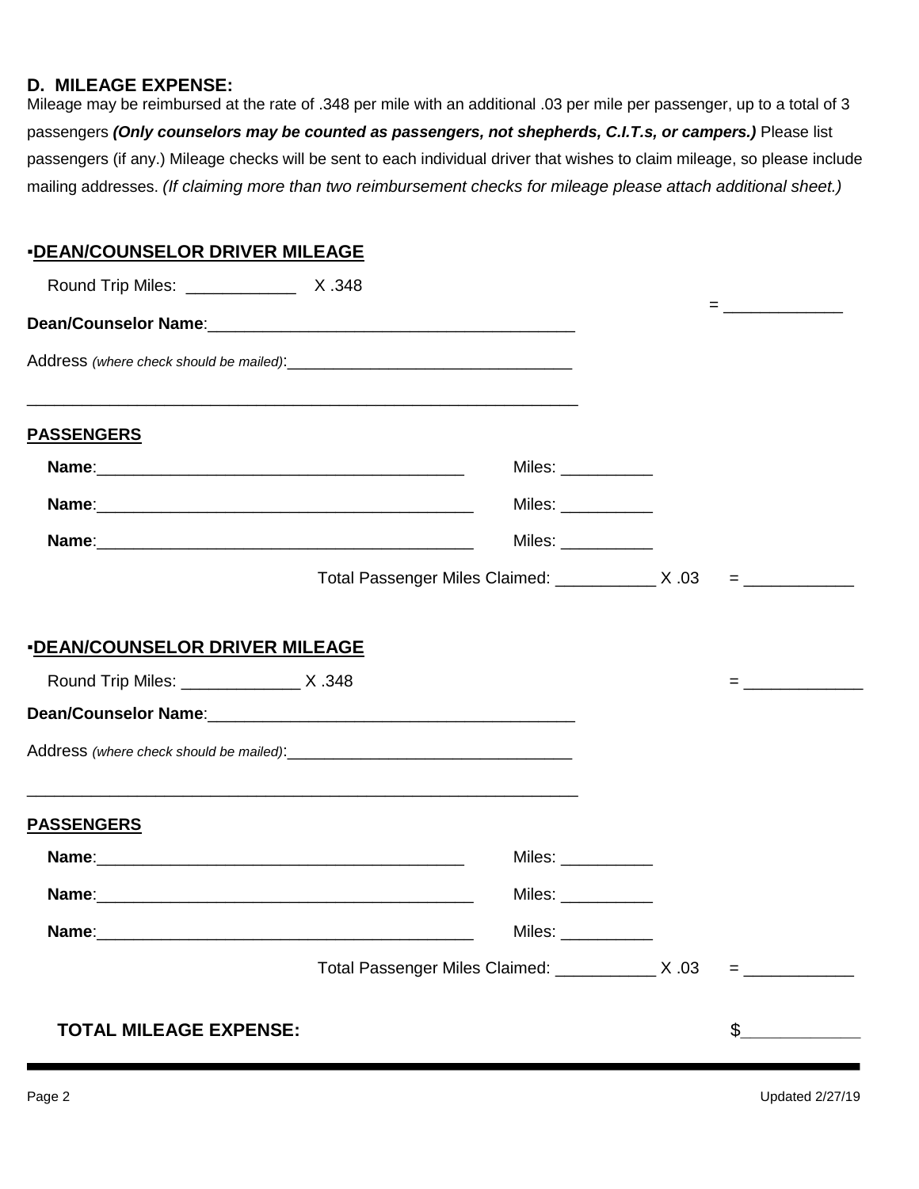## D. MILEAGE EXPENSE:

Mileage may be reimbursed at the rate of .348 per mile with an additional .03 per mile per passenger, up to a total of 3 passengers ***(Only counselors may be counted as passengers, not shepherds, C.I.T.s, or campers.)*** Please list passengers (if any.) Mileage checks will be sent to each individual driver that wishes to claim mileage, so please include mailing addresses. *(If claiming more than two reimbursement checks for mileage please attach additional sheet.)*

### ▪DEAN/COUNSELOR DRIVER MILEAGE

Round Trip Miles: ____________ X .348 = _____________

**Dean/Counselor Name**:________________________________________

Address *(where check should be mailed)*:_______________________________

____________________________________________________________

**PASSENGERS**

**Name**:________________________________________ Miles: __________

**Name**:_________________________________________ Miles: __________

**Name**:_________________________________________ Miles: __________

Total Passenger Miles Claimed: ___________ X .03 = ____________

### ▪DEAN/COUNSELOR DRIVER MILEAGE

Round Trip Miles: _____________ X .348 = _____________

**Dean/Counselor Name**:________________________________________

Address *(where check should be mailed)*:_______________________________

____________________________________________________________

**PASSENGERS**

**Name**:________________________________________ Miles: __________

**Name**:_________________________________________ Miles: __________

**Name**:_________________________________________ Miles: __________

Total Passenger Miles Claimed: ___________ X .03 = ____________

**TOTAL MILEAGE EXPENSE:** $_____________

Updated 2/27/19